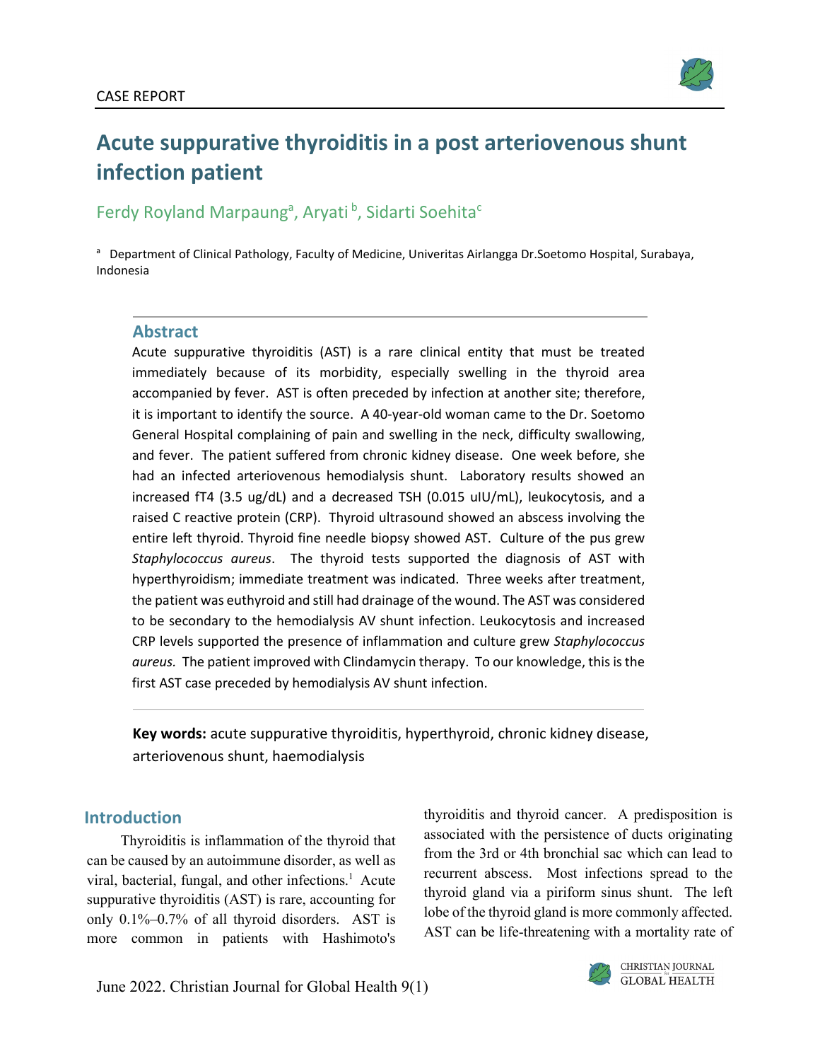CASE REPORT

# Acute suppurative thyroiditis in a post arteriovenous shunt infection patient

Ferdy Royland Marpaung[a], Aryati[b], Sidarti Soehita[c]

[a] Department of Clinical Pathology, Faculty of Medicine, Univeritas Airlangga Dr.Soetomo Hospital, Surabaya, Indonesia

## Abstract

Acute suppurative thyroiditis (AST) is a rare clinical entity that must be treated immediately because of its morbidity, especially swelling in the thyroid area accompanied by fever. AST is often preceded by infection at another site; therefore, it is important to identify the source. A 40-year-old woman came to the Dr. Soetomo General Hospital complaining of pain and swelling in the neck, difficulty swallowing, and fever. The patient suffered from chronic kidney disease. One week before, she had an infected arteriovenous hemodialysis shunt. Laboratory results showed an increased fT4 (3.5 ug/dL) and a decreased TSH (0.015 uIU/mL), leukocytosis, and a raised C reactive protein (CRP). Thyroid ultrasound showed an abscess involving the entire left thyroid. Thyroid fine needle biopsy showed AST. Culture of the pus grew *Staphylococcus aureus*. The thyroid tests supported the diagnosis of AST with hyperthyroidism; immediate treatment was indicated. Three weeks after treatment, the patient was euthyroid and still had drainage of the wound. The AST was considered to be secondary to the hemodialysis AV shunt infection. Leukocytosis and increased CRP levels supported the presence of inflammation and culture grew *Staphylococcus aureus.* The patient improved with Clindamycin therapy. To our knowledge, this is the first AST case preceded by hemodialysis AV shunt infection.

**Key words:** acute suppurative thyroiditis, hyperthyroid, chronic kidney disease, arteriovenous shunt, haemodialysis

## Introduction

Thyroiditis is inflammation of the thyroid that can be caused by an autoimmune disorder, as well as viral, bacterial, fungal, and other infections.[1] Acute suppurative thyroiditis (AST) is rare, accounting for only 0.1%–0.7% of all thyroid disorders. AST is more common in patients with Hashimoto's thyroiditis and thyroid cancer. A predisposition is associated with the persistence of ducts originating from the 3rd or 4th bronchial sac which can lead to recurrent abscess. Most infections spread to the thyroid gland via a piriform sinus shunt. The left lobe of the thyroid gland is more commonly affected. AST can be life-threatening with a mortality rate of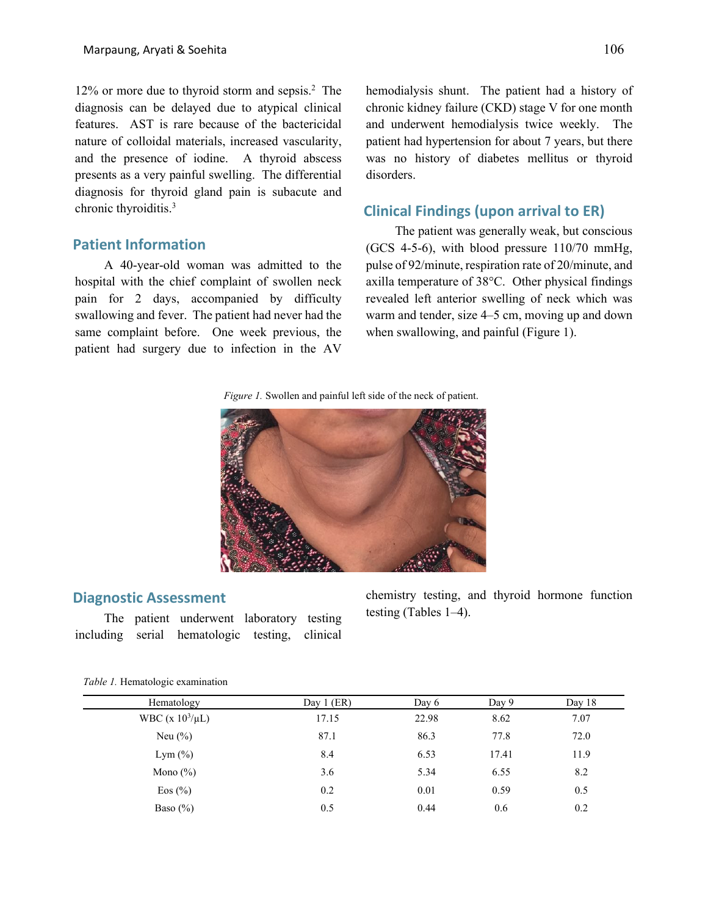12% or more due to thyroid storm and sepsis.[2] The diagnosis can be delayed due to atypical clinical features. AST is rare because of the bactericidal nature of colloidal materials, increased vascularity, and the presence of iodine. A thyroid abscess presents as a very painful swelling. The differential diagnosis for thyroid gland pain is subacute and chronic thyroiditis.[3]

## Patient Information

A 40-year-old woman was admitted to the hospital with the chief complaint of swollen neck pain for 2 days, accompanied by difficulty swallowing and fever. The patient had never had the same complaint before. One week previous, the patient had surgery due to infection in the AV hemodialysis shunt. The patient had a history of chronic kidney failure (CKD) stage V for one month and underwent hemodialysis twice weekly. The patient had hypertension for about 7 years, but there was no history of diabetes mellitus or thyroid disorders.

## Clinical Findings (upon arrival to ER)

The patient was generally weak, but conscious (GCS 4-5-6), with blood pressure 110/70 mmHg, pulse of 92/minute, respiration rate of 20/minute, and axilla temperature of 38°C. Other physical findings revealed left anterior swelling of neck which was warm and tender, size 4–5 cm, moving up and down when swallowing, and painful (Figure 1).

*Figure 1.* Swollen and painful left side of the neck of patient.

## Diagnostic Assessment

The patient underwent laboratory testing including serial hematologic testing, clinical chemistry testing, and thyroid hormone function testing (Tables 1–4).

*Table 1.* Hematologic examination

| Hematology | Day 1 (ER) | Day 6 | Day 9 | Day 18 |
|---|---|---|---|---|
| WBC (x $10^3$/μL) | 17.15 | 22.98 | 8.62 | 7.07 |
| Neu (%) | 87.1 | 86.3 | 77.8 | 72.0 |
| Lym (%) | 8.4 | 6.53 | 17.41 | 11.9 |
| Mono (%) | 3.6 | 5.34 | 6.55 | 8.2 |
| Eos (%) | 0.2 | 0.01 | 0.59 | 0.5 |
| Baso (%) | 0.5 | 0.44 | 0.6 | 0.2 |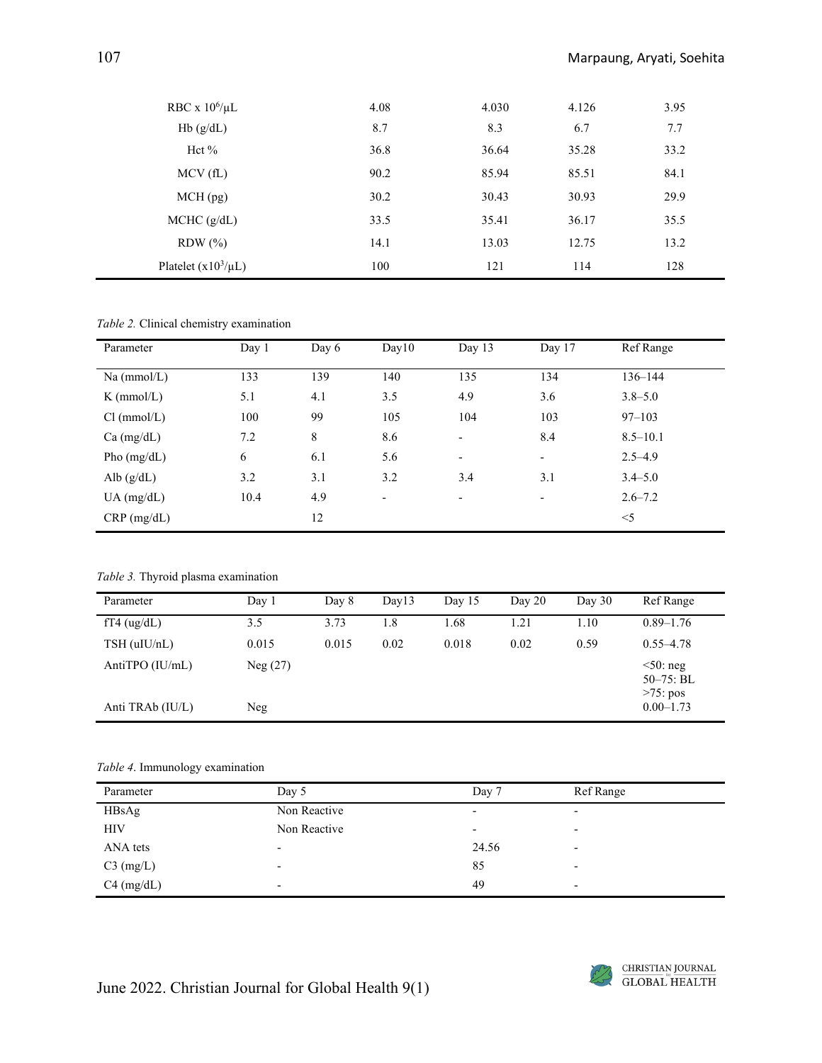| | | | | |
|---|---|---|---|---|
| RBC x $10^6$/μL | 4.08 | 4.030 | 4.126 | 3.95 |
| Hb (g/dL) | 8.7 | 8.3 | 6.7 | 7.7 |
| Hct % | 36.8 | 36.64 | 35.28 | 33.2 |
| MCV (fL) | 90.2 | 85.94 | 85.51 | 84.1 |
| MCH (pg) | 30.2 | 30.43 | 30.93 | 29.9 |
| MCHC (g/dL) | 33.5 | 35.41 | 36.17 | 35.5 |
| RDW (%) | 14.1 | 13.03 | 12.75 | 13.2 |
| Platelet (x$10^3$/μL) | 100 | 121 | 114 | 128 |

*Table 2.* Clinical chemistry examination

| Parameter | Day 1 | Day 6 | Day10 | Day 13 | Day 17 | Ref Range |
|---|---|---|---|---|---|---|
| Na (mmol/L) | 133 | 139 | 140 | 135 | 134 | 136–144 |
| K (mmol/L) | 5.1 | 4.1 | 3.5 | 4.9 | 3.6 | 3.8–5.0 |
| Cl (mmol/L) | 100 | 99 | 105 | 104 | 103 | 97–103 |
| Ca (mg/dL) | 7.2 | 8 | 8.6 | - | 8.4 | 8.5–10.1 |
| Pho (mg/dL) | 6 | 6.1 | 5.6 | - | - | 2.5–4.9 |
| Alb (g/dL) | 3.2 | 3.1 | 3.2 | 3.4 | 3.1 | 3.4–5.0 |
| UA (mg/dL) | 10.4 | 4.9 | - | - | - | 2.6–7.2 |
| CRP (mg/dL) | | 12 | | | | <5 |

*Table 3.* Thyroid plasma examination

| Parameter | Day 1 | Day 8 | Day13 | Day 15 | Day 20 | Day 30 | Ref Range |
|---|---|---|---|---|---|---|---|
| fT4 (ug/dL) | 3.5 | 3.73 | 1.8 | 1.68 | 1.21 | 1.10 | 0.89–1.76 |
| TSH (uIU/nL) | 0.015 | 0.015 | 0.02 | 0.018 | 0.02 | 0.59 | 0.55–4.78 |
| AntiTPO (IU/mL) | Neg (27) | | | | | | <50: neg 50–75: BL >75: pos |
| Anti TRAb (IU/L) | Neg | | | | | | 0.00–1.73 |

*Table 4*. Immunology examination

| Parameter | Day 5 | Day 7 | Ref Range |
|---|---|---|---|
| HBsAg | Non Reactive | - | - |
| HIV | Non Reactive | - | - |
| ANA tets | - | 24.56 | - |
| C3 (mg/L) | - | 85 | - |
| C4 (mg/dL) | - | 49 | - |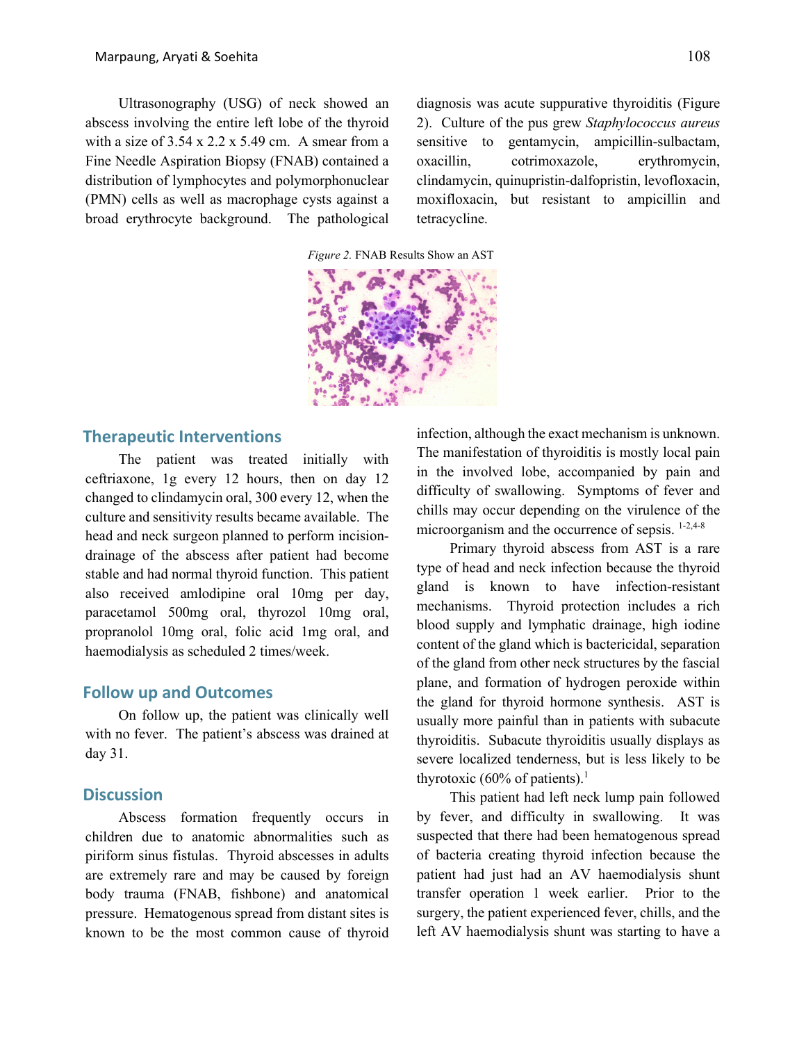Ultrasonography (USG) of neck showed an abscess involving the entire left lobe of the thyroid with a size of 3.54 x 2.2 x 5.49 cm. A smear from a Fine Needle Aspiration Biopsy (FNAB) contained a distribution of lymphocytes and polymorphonuclear (PMN) cells as well as macrophage cysts against a broad erythrocyte background. The pathological diagnosis was acute suppurative thyroiditis (Figure 2). Culture of the pus grew *Staphylococcus aureus* sensitive to gentamycin, ampicillin-sulbactam, oxacillin, cotrimoxazole, erythromycin, clindamycin, quinupristin-dalfopristin, levofloxacin, moxifloxacin, but resistant to ampicillin and tetracycline.

*Figure 2.* FNAB Results Show an AST

## Therapeutic Interventions

The patient was treated initially with ceftriaxone, 1g every 12 hours, then on day 12 changed to clindamycin oral, 300 every 12, when the culture and sensitivity results became available. The head and neck surgeon planned to perform incision-drainage of the abscess after patient had become stable and had normal thyroid function. This patient also received amlodipine oral 10mg per day, paracetamol 500mg oral, thyrozol 10mg oral, propranolol 10mg oral, folic acid 1mg oral, and haemodialysis as scheduled 2 times/week.

## Follow up and Outcomes

On follow up, the patient was clinically well with no fever. The patient's abscess was drained at day 31.

## Discussion

Abscess formation frequently occurs in children due to anatomic abnormalities such as piriform sinus fistulas. Thyroid abscesses in adults are extremely rare and may be caused by foreign body trauma (FNAB, fishbone) and anatomical pressure. Hematogenous spread from distant sites is known to be the most common cause of thyroid infection, although the exact mechanism is unknown. The manifestation of thyroiditis is mostly local pain in the involved lobe, accompanied by pain and difficulty of swallowing. Symptoms of fever and chills may occur depending on the virulence of the microorganism and the occurrence of sepsis. [1-2,4-8]

Primary thyroid abscess from AST is a rare type of head and neck infection because the thyroid gland is known to have infection-resistant mechanisms. Thyroid protection includes a rich blood supply and lymphatic drainage, high iodine content of the gland which is bactericidal, separation of the gland from other neck structures by the fascial plane, and formation of hydrogen peroxide within the gland for thyroid hormone synthesis. AST is usually more painful than in patients with subacute thyroiditis. Subacute thyroiditis usually displays as severe localized tenderness, but is less likely to be thyrotoxic (60% of patients).[1]

This patient had left neck lump pain followed by fever, and difficulty in swallowing. It was suspected that there had been hematogenous spread of bacteria creating thyroid infection because the patient had just had an AV haemodialysis shunt transfer operation 1 week earlier. Prior to the surgery, the patient experienced fever, chills, and the left AV haemodialysis shunt was starting to have a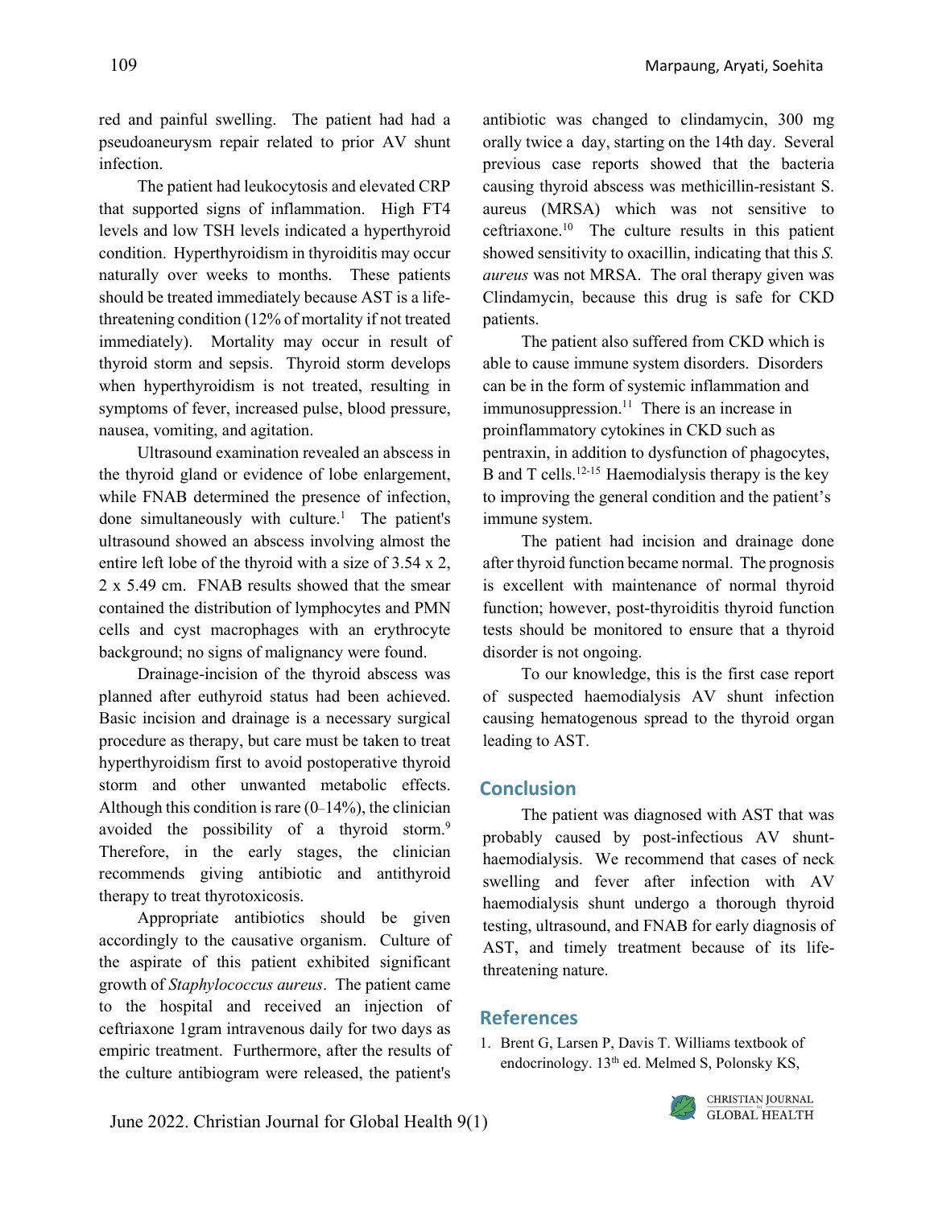red and painful swelling. The patient had had a pseudoaneurysm repair related to prior AV shunt infection.

The patient had leukocytosis and elevated CRP that supported signs of inflammation. High FT4 levels and low TSH levels indicated a hyperthyroid condition. Hyperthyroidism in thyroiditis may occur naturally over weeks to months. These patients should be treated immediately because AST is a life-threatening condition (12% of mortality if not treated immediately). Mortality may occur in result of thyroid storm and sepsis. Thyroid storm develops when hyperthyroidism is not treated, resulting in symptoms of fever, increased pulse, blood pressure, nausea, vomiting, and agitation.

Ultrasound examination revealed an abscess in the thyroid gland or evidence of lobe enlargement, while FNAB determined the presence of infection, done simultaneously with culture.[1] The patient's ultrasound showed an abscess involving almost the entire left lobe of the thyroid with a size of 3.54 x 2, 2 x 5.49 cm. FNAB results showed that the smear contained the distribution of lymphocytes and PMN cells and cyst macrophages with an erythrocyte background; no signs of malignancy were found.

Drainage-incision of the thyroid abscess was planned after euthyroid status had been achieved. Basic incision and drainage is a necessary surgical procedure as therapy, but care must be taken to treat hyperthyroidism first to avoid postoperative thyroid storm and other unwanted metabolic effects. Although this condition is rare (0–14%), the clinician avoided the possibility of a thyroid storm.[9] Therefore, in the early stages, the clinician recommends giving antibiotic and antithyroid therapy to treat thyrotoxicosis.

Appropriate antibiotics should be given accordingly to the causative organism. Culture of the aspirate of this patient exhibited significant growth of *Staphylococcus aureus*. The patient came to the hospital and received an injection of ceftriaxone 1gram intravenous daily for two days as empiric treatment. Furthermore, after the results of the culture antibiogram were released, the patient's antibiotic was changed to clindamycin, 300 mg orally twice a day, starting on the 14th day. Several previous case reports showed that the bacteria causing thyroid abscess was methicillin-resistant S. aureus (MRSA) which was not sensitive to ceftriaxone.[10] The culture results in this patient showed sensitivity to oxacillin, indicating that this *S. aureus* was not MRSA. The oral therapy given was Clindamycin, because this drug is safe for CKD patients.

The patient also suffered from CKD which is able to cause immune system disorders. Disorders can be in the form of systemic inflammation and immunosuppression.[11] There is an increase in proinflammatory cytokines in CKD such as pentraxin, in addition to dysfunction of phagocytes, B and T cells.[12-15] Haemodialysis therapy is the key to improving the general condition and the patient's immune system.

The patient had incision and drainage done after thyroid function became normal. The prognosis is excellent with maintenance of normal thyroid function; however, post-thyroiditis thyroid function tests should be monitored to ensure that a thyroid disorder is not ongoing.

To our knowledge, this is the first case report of suspected haemodialysis AV shunt infection causing hematogenous spread to the thyroid organ leading to AST.

## Conclusion

The patient was diagnosed with AST that was probably caused by post-infectious AV shunt-haemodialysis. We recommend that cases of neck swelling and fever after infection with AV haemodialysis shunt undergo a thorough thyroid testing, ultrasound, and FNAB for early diagnosis of AST, and timely treatment because of its life-threatening nature.

## References

1. Brent G, Larsen P, Davis T. Williams textbook of endocrinology. 13th ed. Melmed S, Polonsky KS,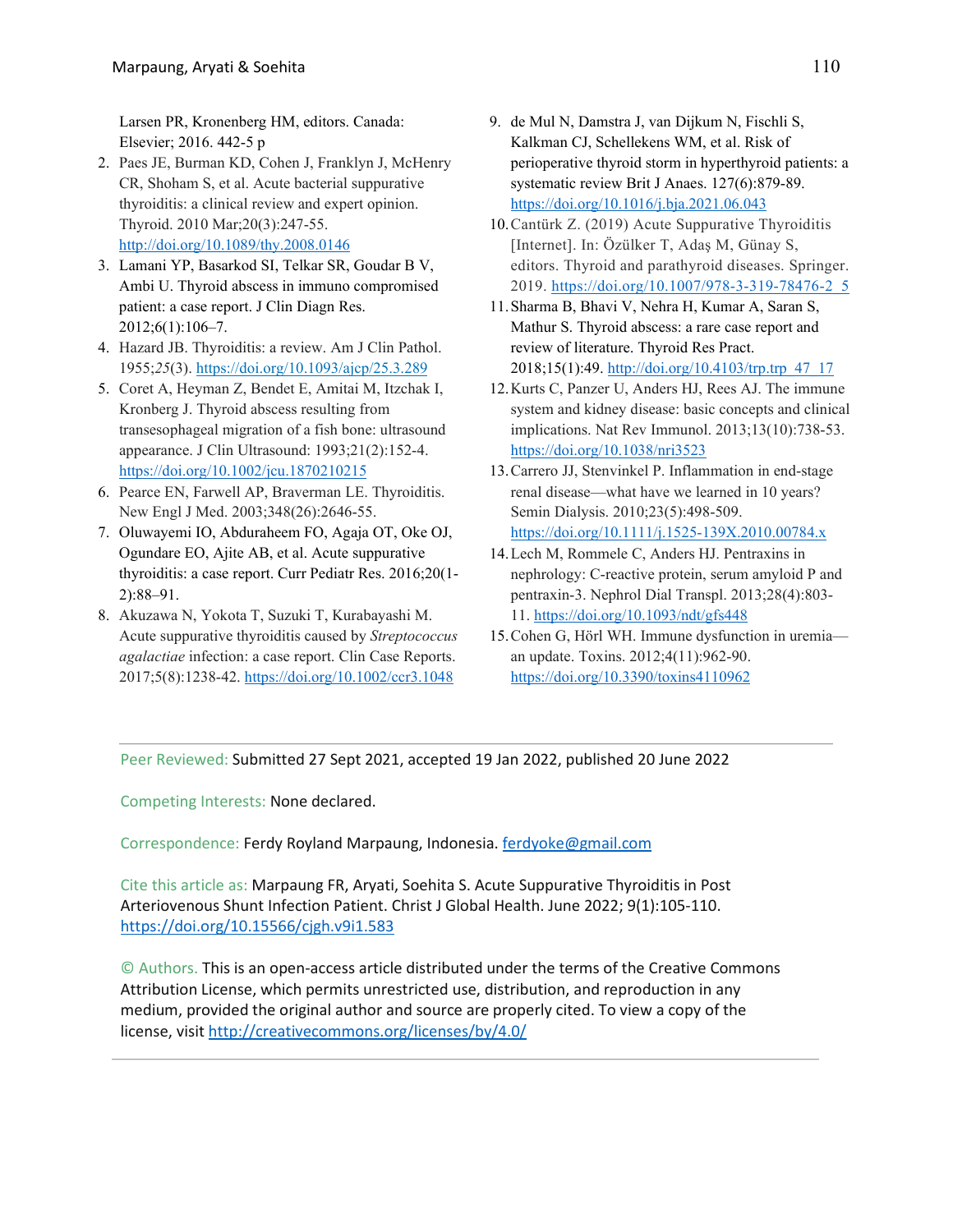Larsen PR, Kronenberg HM, editors. Canada: Elsevier; 2016. 442-5 p

2. Paes JE, Burman KD, Cohen J, Franklyn J, McHenry CR, Shoham S, et al. Acute bacterial suppurative thyroiditis: a clinical review and expert opinion. Thyroid. 2010 Mar;20(3):247-55. http://doi.org/10.1089/thy.2008.0146
3. Lamani YP, Basarkod SI, Telkar SR, Goudar B V, Ambi U. Thyroid abscess in immuno compromised patient: a case report. J Clin Diagn Res. 2012;6(1):106–7.
4. Hazard JB. Thyroiditis: a review. Am J Clin Pathol. 1955;*25*(3). https://doi.org/10.1093/ajcp/25.3.289
5. Coret A, Heyman Z, Bendet E, Amitai M, Itzchak I, Kronberg J. Thyroid abscess resulting from transesophageal migration of a fish bone: ultrasound appearance. J Clin Ultrasound: 1993;21(2):152-4. https://doi.org/10.1002/jcu.1870210215
6. Pearce EN, Farwell AP, Braverman LE. Thyroiditis. New Engl J Med. 2003;348(26):2646-55.
7. Oluwayemi IO, Abduraheem FO, Agaja OT, Oke OJ, Ogundare EO, Ajite AB, et al. Acute suppurative thyroiditis: a case report. Curr Pediatr Res. 2016;20(1-2):88–91.
8. Akuzawa N, Yokota T, Suzuki T, Kurabayashi M. Acute suppurative thyroiditis caused by *Streptococcus agalactiae* infection: a case report. Clin Case Reports. 2017;5(8):1238-42. https://doi.org/10.1002/ccr3.1048
9. de Mul N, Damstra J, van Dijkum N, Fischli S, Kalkman CJ, Schellekens WM, et al. Risk of perioperative thyroid storm in hyperthyroid patients: a systematic review Brit J Anaes. 127(6):879-89. https://doi.org/10.1016/j.bja.2021.06.043
10. Cantürk Z. (2019) Acute Suppurative Thyroiditis [Internet]. In: Özülker T, Adaş M, Günay S, editors. Thyroid and parathyroid diseases. Springer. 2019. https://doi.org/10.1007/978-3-319-78476-2_5
11. Sharma B, Bhavi V, Nehra H, Kumar A, Saran S, Mathur S. Thyroid abscess: a rare case report and review of literature. Thyroid Res Pract. 2018;15(1):49. http://doi.org/10.4103/trp.trp_47_17
12. Kurts C, Panzer U, Anders HJ, Rees AJ. The immune system and kidney disease: basic concepts and clinical implications. Nat Rev Immunol. 2013;13(10):738-53. https://doi.org/10.1038/nri3523
13. Carrero JJ, Stenvinkel P. Inflammation in end-stage renal disease—what have we learned in 10 years? Semin Dialysis. 2010;23(5):498-509. https://doi.org/10.1111/j.1525-139X.2010.00784.x
14. Lech M, Rommele C, Anders HJ. Pentraxins in nephrology: C-reactive protein, serum amyloid P and pentraxin-3. Nephrol Dial Transpl. 2013;28(4):803-11. https://doi.org/10.1093/ndt/gfs448
15. Cohen G, Hörl WH. Immune dysfunction in uremia—an update. Toxins. 2012;4(11):962-90. https://doi.org/10.3390/toxins4110962

---

Peer Reviewed: Submitted 27 Sept 2021, accepted 19 Jan 2022, published 20 June 2022

Competing Interests: None declared.

Correspondence: Ferdy Royland Marpaung, Indonesia. ferdyoke@gmail.com

Cite this article as: Marpaung FR, Aryati, Soehita S. Acute Suppurative Thyroiditis in Post Arteriovenous Shunt Infection Patient. Christ J Global Health. June 2022; 9(1):105-110. https://doi.org/10.15566/cjgh.v9i1.583

© Authors. This is an open-access article distributed under the terms of the Creative Commons Attribution License, which permits unrestricted use, distribution, and reproduction in any medium, provided the original author and source are properly cited. To view a copy of the license, visit http://creativecommons.org/licenses/by/4.0/